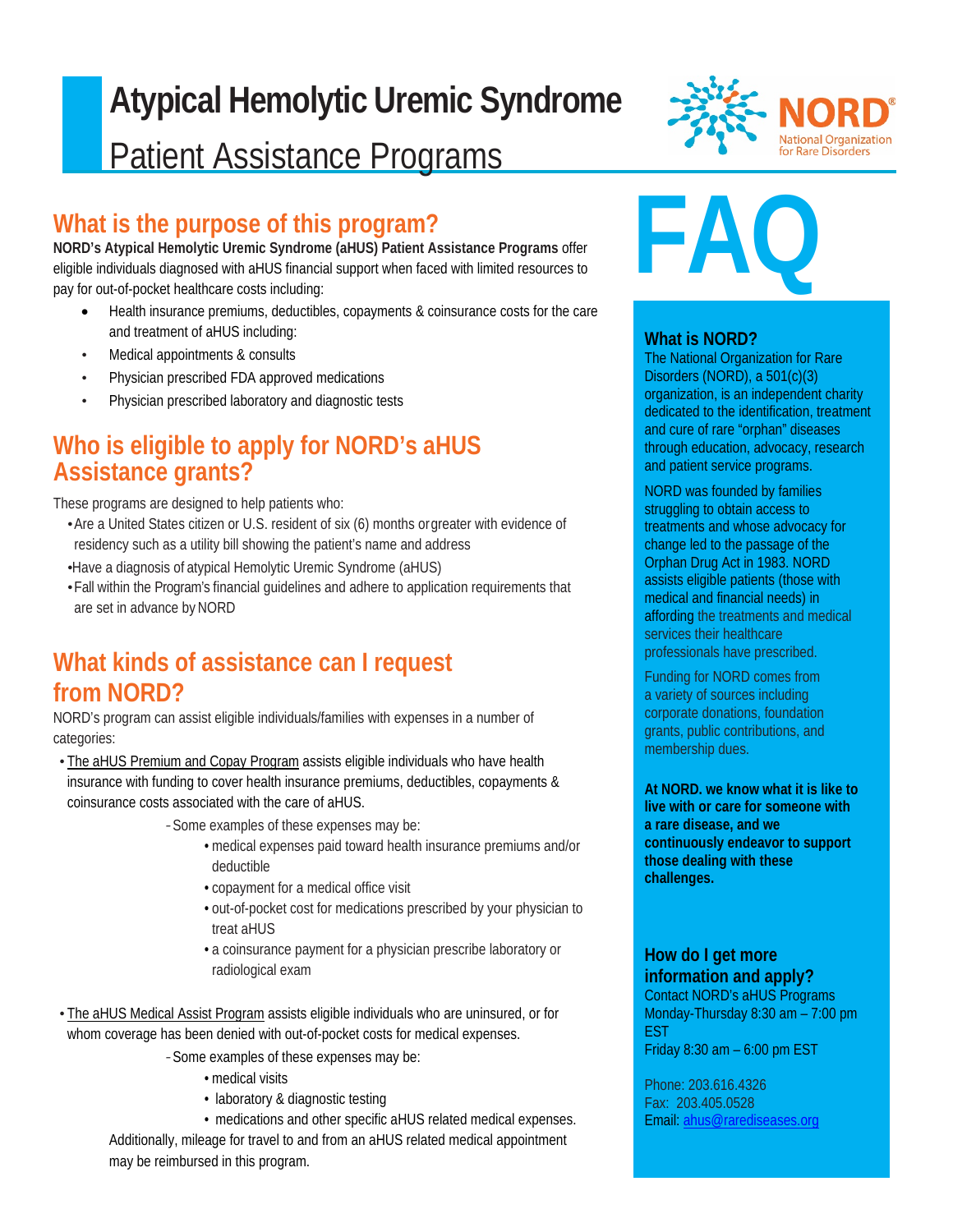# Atypical Hemolytic Uremic Syndrome

Patient Assistance Programs

NORD® National Organization for Rare Disorders

## What is the purpose of this program?

**NORD's Atypical Hemolytic Uremic Syndrome (aHUS) Patient Assistance Programs** offer eligible individuals diagnosed with aHUS financial support when faced with limited resources to pay for out-of-pocket healthcare costs including:

- Health insurance premiums, deductibles, copayments & coinsurance costs for the care and treatment of aHUS including:
- Medical appointments & consults
- Physician prescribed FDA approved medications
- Physician prescribed laboratory and diagnostic tests

## Who is eligible to apply for NORD's aHUS Assistance grants?

These programs are designed to help patients who:

- Are a United States citizen or U.S. resident of six (6) months or greater with evidence of residency such as a utility bill showing the patient's name and address
- Have a diagnosis of atypical Hemolytic Uremic Syndrome (aHUS)
- Fall within the Program's financial guidelines and adhere to application requirements that are set in advance by NORD

## What kinds of assistance can I request from NORD?

NORD's program can assist eligible individuals/families with expenses in a number of categories:

- The aHUS Premium and Copay Program assists eligible individuals who have health insurance with funding to cover health insurance premiums, deductibles, copayments & coinsurance costs associated with the care of aHUS.
  - Some examples of these expenses may be:
    - medical expenses paid toward health insurance premiums and/or deductible
    - copayment for a medical office visit
    - out-of-pocket cost for medications prescribed by your physician to treat aHUS
    - a coinsurance payment for a physician prescribe laboratory or radiological exam

- The aHUS Medical Assist Program assists eligible individuals who are uninsured, or for whom coverage has been denied with out-of-pocket costs for medical expenses.
  - Some examples of these expenses may be:
    - medical visits
    - laboratory & diagnostic testing
    - medications and other specific aHUS related medical expenses.

  Additionally, mileage for travel to and from an aHUS related medical appointment may be reimbursed in this program.

# FAQ

### What is NORD?

The National Organization for Rare Disorders (NORD), a 501(c)(3) organization, is an independent charity dedicated to the identification, treatment and cure of rare "orphan" diseases through education, advocacy, research and patient service programs.

NORD was founded by families struggling to obtain access to treatments and whose advocacy for change led to the passage of the Orphan Drug Act in 1983. NORD assists eligible patients (those with medical and financial needs) in affording the treatments and medical services their healthcare professionals have prescribed.

Funding for NORD comes from a variety of sources including corporate donations, foundation grants, public contributions, and membership dues.

**At NORD. we know what it is like to live with or care for someone with a rare disease, and we continuously endeavor to support those dealing with these challenges.**

### How do I get more information and apply?

Contact NORD's aHUS Programs
Monday-Thursday 8:30 am – 7:00 pm EST
Friday 8:30 am – 6:00 pm EST

Phone: 203.616.4326
Fax: 203.405.0528
Email: ahus@rarediseases.org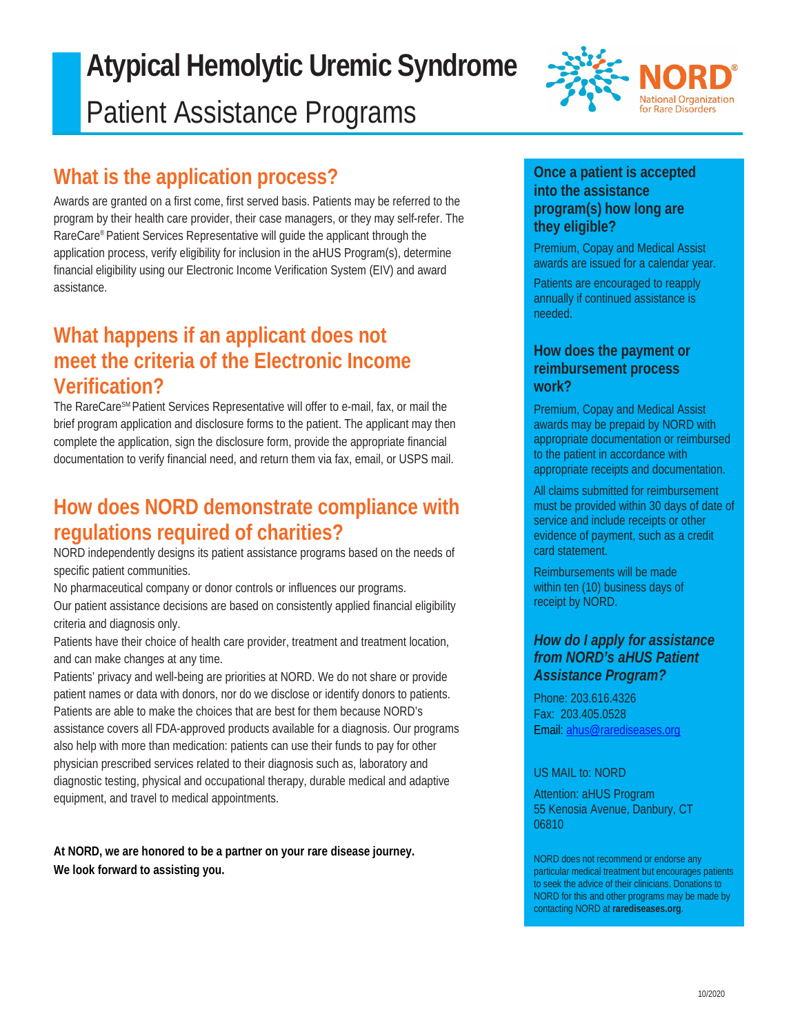# Atypical Hemolytic Uremic Syndrome

Patient Assistance Programs

NORD National Organization for Rare Disorders

## What is the application process?

Awards are granted on a first come, first served basis. Patients may be referred to the program by their health care provider, their case managers, or they may self-refer. The RareCare® Patient Services Representative will guide the applicant through the application process, verify eligibility for inclusion in the aHUS Program(s), determine financial eligibility using our Electronic Income Verification System (EIV) and award assistance.

## What happens if an applicant does not meet the criteria of the Electronic Income Verification?

The RareCare℠ Patient Services Representative will offer to e-mail, fax, or mail the brief program application and disclosure forms to the patient. The applicant may then complete the application, sign the disclosure form, provide the appropriate financial documentation to verify financial need, and return them via fax, email, or USPS mail.

## How does NORD demonstrate compliance with regulations required of charities?

NORD independently designs its patient assistance programs based on the needs of specific patient communities.

No pharmaceutical company or donor controls or influences our programs.

Our patient assistance decisions are based on consistently applied financial eligibility criteria and diagnosis only.

Patients have their choice of health care provider, treatment and treatment location, and can make changes at any time.

Patients' privacy and well-being are priorities at NORD. We do not share or provide patient names or data with donors, nor do we disclose or identify donors to patients.

Patients are able to make the choices that are best for them because NORD's assistance covers all FDA-approved products available for a diagnosis. Our programs also help with more than medication: patients can use their funds to pay for other physician prescribed services related to their diagnosis such as, laboratory and diagnostic testing, physical and occupational therapy, durable medical and adaptive equipment, and travel to medical appointments.

**At NORD, we are honored to be a partner on your rare disease journey. We look forward to assisting you.**

### Once a patient is accepted into the assistance program(s) how long are they eligible?

Premium, Copay and Medical Assist awards are issued for a calendar year.

Patients are encouraged to reapply annually if continued assistance is needed.

### How does the payment or reimbursement process work?

Premium, Copay and Medical Assist awards may be prepaid by NORD with appropriate documentation or reimbursed to the patient in accordance with appropriate receipts and documentation.

All claims submitted for reimbursement must be provided within 30 days of date of service and include receipts or other evidence of payment, such as a credit card statement.

Reimbursements will be made within ten (10) business days of receipt by NORD.

### *How do I apply for assistance from NORD's aHUS Patient Assistance Program?*

Phone: 203.616.4326
Fax: 203.405.0528
Email: ahus@rarediseases.org

US MAIL to: NORD

Attention: aHUS Program
55 Kenosia Avenue, Danbury, CT 06810

NORD does not recommend or endorse any particular medical treatment but encourages patients to seek the advice of their clinicians. Donations to NORD for this and other programs may be made by contacting NORD at **rarediseases.org**.

10/2020